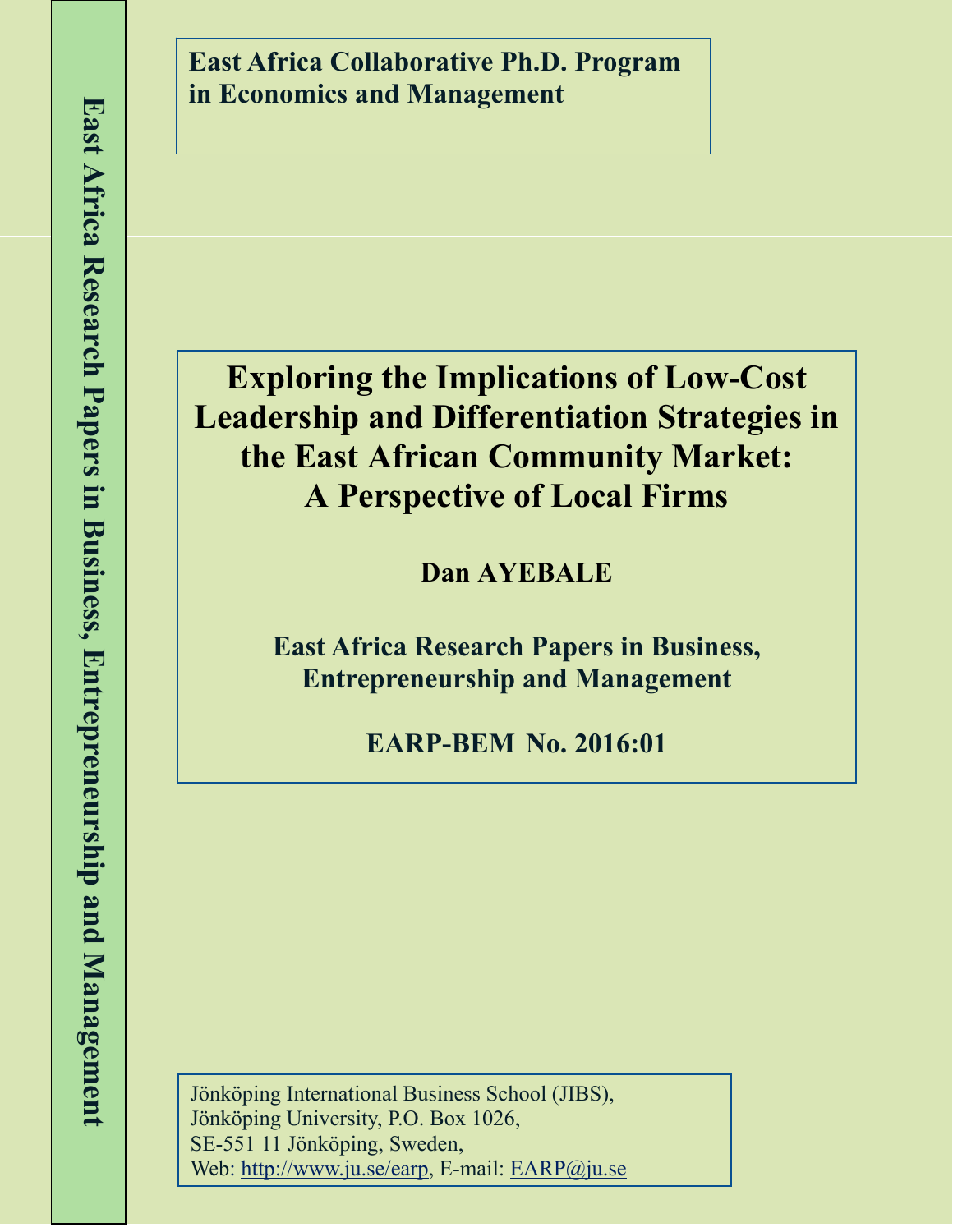East Africa Research Papers in Business, Entrepreneurship and Management

**East Africa Collaborative Ph.D. Program in Economics and Management**

# Exploring the Implications of Low-Cost Leadership and Differentiation Strategies in the East African Community Market: A Perspective of Local Firms

**Dan AYEBALE**

**East Africa Research Papers in Business, Entrepreneurship and Management**

**EARP-BEM No. 2016:01**

Jönköping International Business School (JIBS),
Jönköping University, P.O. Box 1026,
SE-551 11 Jönköping, Sweden,
Web: http://www.ju.se/earp, E-mail: EARP@ju.se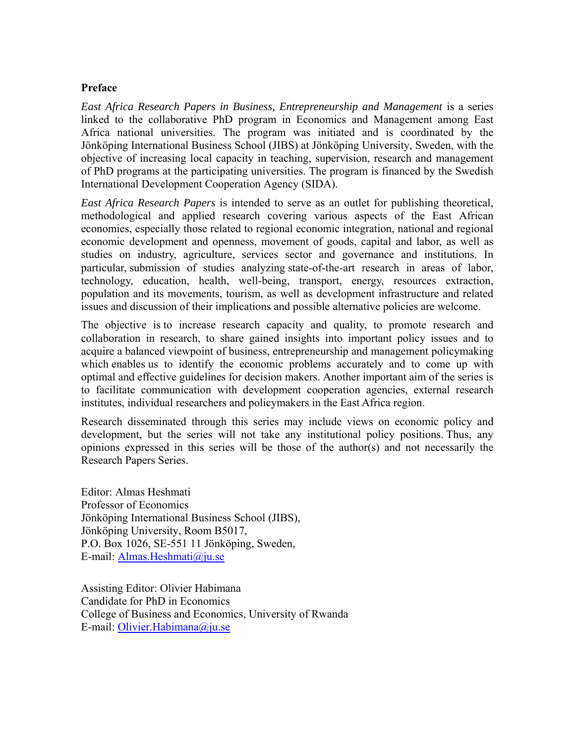## Preface

*East Africa Research Papers in Business, Entrepreneurship and Management* is a series linked to the collaborative PhD program in Economics and Management among East Africa national universities. The program was initiated and is coordinated by the Jönköping International Business School (JIBS) at Jönköping University, Sweden, with the objective of increasing local capacity in teaching, supervision, research and management of PhD programs at the participating universities. The program is financed by the Swedish International Development Cooperation Agency (SIDA).

*East Africa Research Papers* is intended to serve as an outlet for publishing theoretical, methodological and applied research covering various aspects of the East African economies, especially those related to regional economic integration, national and regional economic development and openness, movement of goods, capital and labor, as well as studies on industry, agriculture, services sector and governance and institutions. In particular, submission of studies analyzing state-of-the-art research in areas of labor, technology, education, health, well-being, transport, energy, resources extraction, population and its movements, tourism, as well as development infrastructure and related issues and discussion of their implications and possible alternative policies are welcome.

The objective is to increase research capacity and quality, to promote research and collaboration in research, to share gained insights into important policy issues and to acquire a balanced viewpoint of business, entrepreneurship and management policymaking which enables us to identify the economic problems accurately and to come up with optimal and effective guidelines for decision makers. Another important aim of the series is to facilitate communication with development cooperation agencies, external research institutes, individual researchers and policymakers in the East Africa region.

Research disseminated through this series may include views on economic policy and development, but the series will not take any institutional policy positions. Thus, any opinions expressed in this series will be those of the author(s) and not necessarily the Research Papers Series.

Editor: Almas Heshmati  
Professor of Economics  
Jönköping International Business School (JIBS),  
Jönköping University, Room B5017,  
P.O. Box 1026, SE-551 11 Jönköping, Sweden,  
E-mail: Almas.Heshmati@ju.se

Assisting Editor: Olivier Habimana  
Candidate for PhD in Economics  
College of Business and Economics, University of Rwanda  
E-mail: Olivier.Habimana@ju.se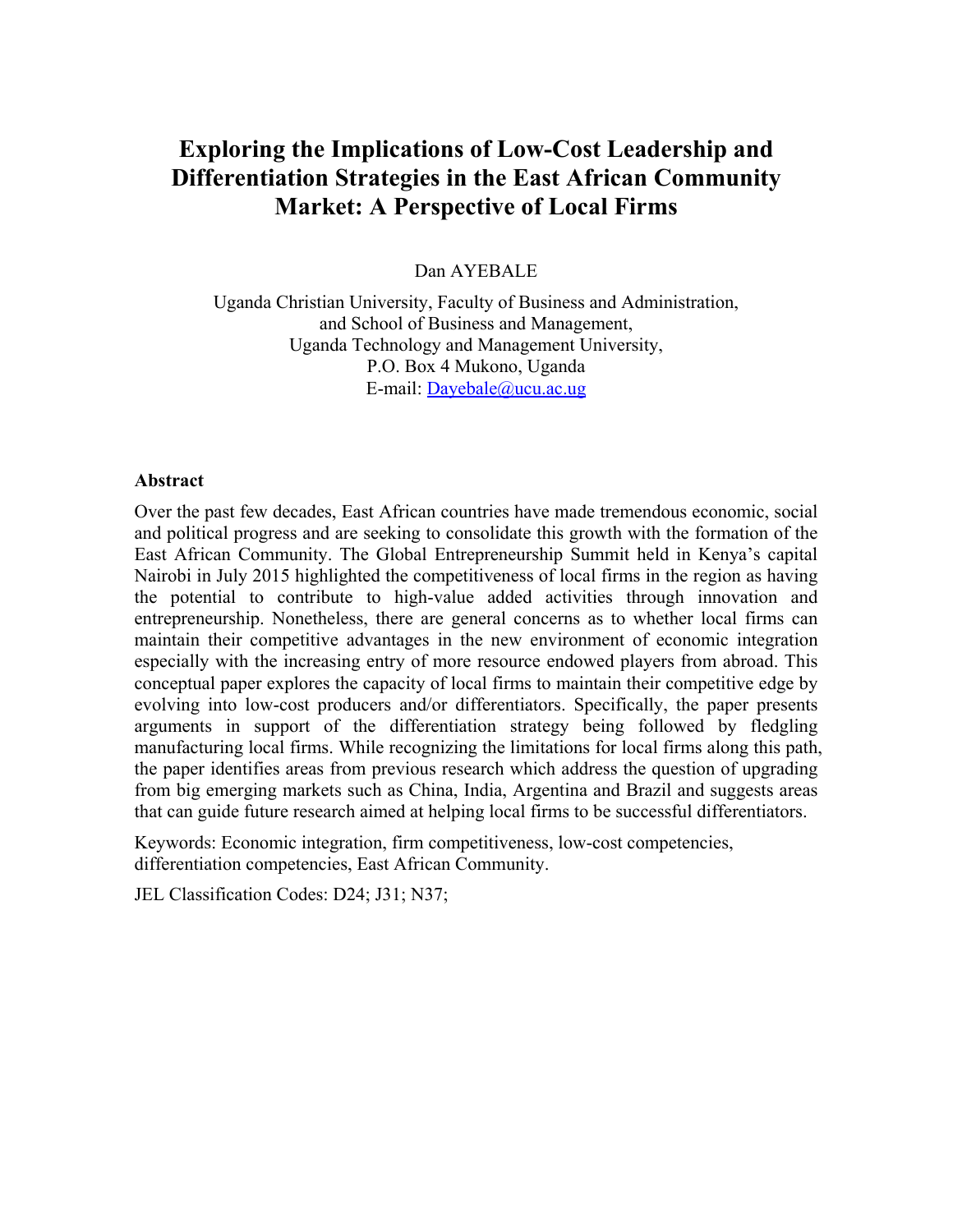# Exploring the Implications of Low-Cost Leadership and Differentiation Strategies in the East African Community Market: A Perspective of Local Firms

Dan AYEBALE

Uganda Christian University, Faculty of Business and Administration, and School of Business and Management, Uganda Technology and Management University, P.O. Box 4 Mukono, Uganda
E-mail: Dayebale@ucu.ac.ug

### Abstract

Over the past few decades, East African countries have made tremendous economic, social and political progress and are seeking to consolidate this growth with the formation of the East African Community. The Global Entrepreneurship Summit held in Kenya's capital Nairobi in July 2015 highlighted the competitiveness of local firms in the region as having the potential to contribute to high-value added activities through innovation and entrepreneurship. Nonetheless, there are general concerns as to whether local firms can maintain their competitive advantages in the new environment of economic integration especially with the increasing entry of more resource endowed players from abroad. This conceptual paper explores the capacity of local firms to maintain their competitive edge by evolving into low-cost producers and/or differentiators. Specifically, the paper presents arguments in support of the differentiation strategy being followed by fledgling manufacturing local firms. While recognizing the limitations for local firms along this path, the paper identifies areas from previous research which address the question of upgrading from big emerging markets such as China, India, Argentina and Brazil and suggests areas that can guide future research aimed at helping local firms to be successful differentiators.

Keywords: Economic integration, firm competitiveness, low-cost competencies, differentiation competencies, East African Community.

JEL Classification Codes: D24; J31; N37;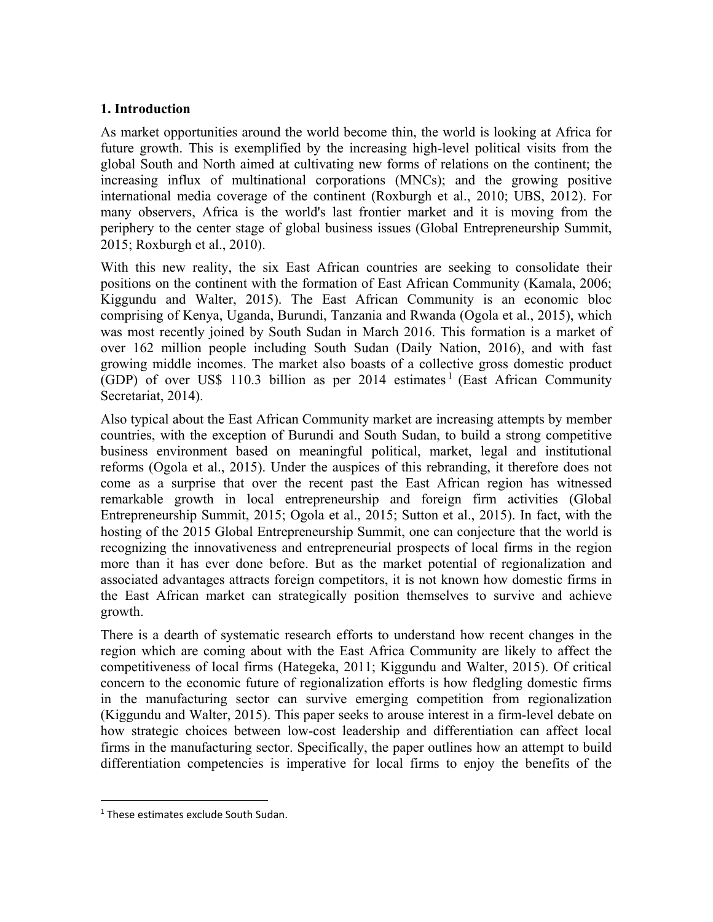## 1. Introduction

As market opportunities around the world become thin, the world is looking at Africa for future growth. This is exemplified by the increasing high-level political visits from the global South and North aimed at cultivating new forms of relations on the continent; the increasing influx of multinational corporations (MNCs); and the growing positive international media coverage of the continent (Roxburgh et al., 2010; UBS, 2012). For many observers, Africa is the world's last frontier market and it is moving from the periphery to the center stage of global business issues (Global Entrepreneurship Summit, 2015; Roxburgh et al., 2010).

With this new reality, the six East African countries are seeking to consolidate their positions on the continent with the formation of East African Community (Kamala, 2006; Kiggundu and Walter, 2015). The East African Community is an economic bloc comprising of Kenya, Uganda, Burundi, Tanzania and Rwanda (Ogola et al., 2015), which was most recently joined by South Sudan in March 2016. This formation is a market of over 162 million people including South Sudan (Daily Nation, 2016), and with fast growing middle incomes. The market also boasts of a collective gross domestic product (GDP) of over US$ 110.3 billion as per 2014 estimates [1] (East African Community Secretariat, 2014).

Also typical about the East African Community market are increasing attempts by member countries, with the exception of Burundi and South Sudan, to build a strong competitive business environment based on meaningful political, market, legal and institutional reforms (Ogola et al., 2015). Under the auspices of this rebranding, it therefore does not come as a surprise that over the recent past the East African region has witnessed remarkable growth in local entrepreneurship and foreign firm activities (Global Entrepreneurship Summit, 2015; Ogola et al., 2015; Sutton et al., 2015). In fact, with the hosting of the 2015 Global Entrepreneurship Summit, one can conjecture that the world is recognizing the innovativeness and entrepreneurial prospects of local firms in the region more than it has ever done before. But as the market potential of regionalization and associated advantages attracts foreign competitors, it is not known how domestic firms in the East African market can strategically position themselves to survive and achieve growth.

There is a dearth of systematic research efforts to understand how recent changes in the region which are coming about with the East Africa Community are likely to affect the competitiveness of local firms (Hategeka, 2011; Kiggundu and Walter, 2015). Of critical concern to the economic future of regionalization efforts is how fledgling domestic firms in the manufacturing sector can survive emerging competition from regionalization (Kiggundu and Walter, 2015). This paper seeks to arouse interest in a firm-level debate on how strategic choices between low-cost leadership and differentiation can affect local firms in the manufacturing sector. Specifically, the paper outlines how an attempt to build differentiation competencies is imperative for local firms to enjoy the benefits of the

[1] These estimates exclude South Sudan.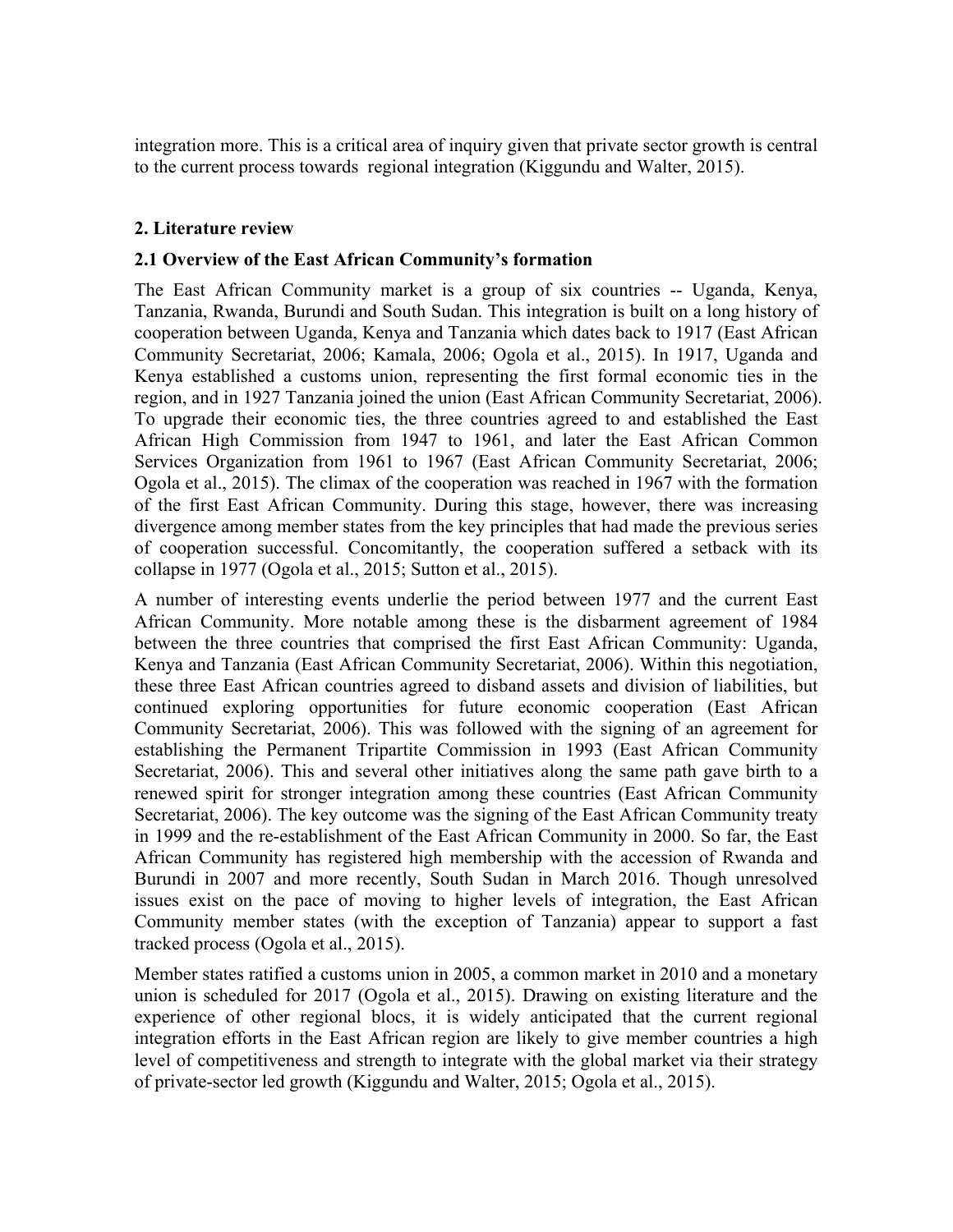integration more. This is a critical area of inquiry given that private sector growth is central to the current process towards regional integration (Kiggundu and Walter, 2015).

## 2. Literature review

### 2.1 Overview of the East African Community's formation

The East African Community market is a group of six countries -- Uganda, Kenya, Tanzania, Rwanda, Burundi and South Sudan. This integration is built on a long history of cooperation between Uganda, Kenya and Tanzania which dates back to 1917 (East African Community Secretariat, 2006; Kamala, 2006; Ogola et al., 2015). In 1917, Uganda and Kenya established a customs union, representing the first formal economic ties in the region, and in 1927 Tanzania joined the union (East African Community Secretariat, 2006). To upgrade their economic ties, the three countries agreed to and established the East African High Commission from 1947 to 1961, and later the East African Common Services Organization from 1961 to 1967 (East African Community Secretariat, 2006; Ogola et al., 2015). The climax of the cooperation was reached in 1967 with the formation of the first East African Community. During this stage, however, there was increasing divergence among member states from the key principles that had made the previous series of cooperation successful. Concomitantly, the cooperation suffered a setback with its collapse in 1977 (Ogola et al., 2015; Sutton et al., 2015).

A number of interesting events underlie the period between 1977 and the current East African Community. More notable among these is the disbarment agreement of 1984 between the three countries that comprised the first East African Community: Uganda, Kenya and Tanzania (East African Community Secretariat, 2006). Within this negotiation, these three East African countries agreed to disband assets and division of liabilities, but continued exploring opportunities for future economic cooperation (East African Community Secretariat, 2006). This was followed with the signing of an agreement for establishing the Permanent Tripartite Commission in 1993 (East African Community Secretariat, 2006). This and several other initiatives along the same path gave birth to a renewed spirit for stronger integration among these countries (East African Community Secretariat, 2006). The key outcome was the signing of the East African Community treaty in 1999 and the re-establishment of the East African Community in 2000. So far, the East African Community has registered high membership with the accession of Rwanda and Burundi in 2007 and more recently, South Sudan in March 2016. Though unresolved issues exist on the pace of moving to higher levels of integration, the East African Community member states (with the exception of Tanzania) appear to support a fast tracked process (Ogola et al., 2015).

Member states ratified a customs union in 2005, a common market in 2010 and a monetary union is scheduled for 2017 (Ogola et al., 2015). Drawing on existing literature and the experience of other regional blocs, it is widely anticipated that the current regional integration efforts in the East African region are likely to give member countries a high level of competitiveness and strength to integrate with the global market via their strategy of private-sector led growth (Kiggundu and Walter, 2015; Ogola et al., 2015).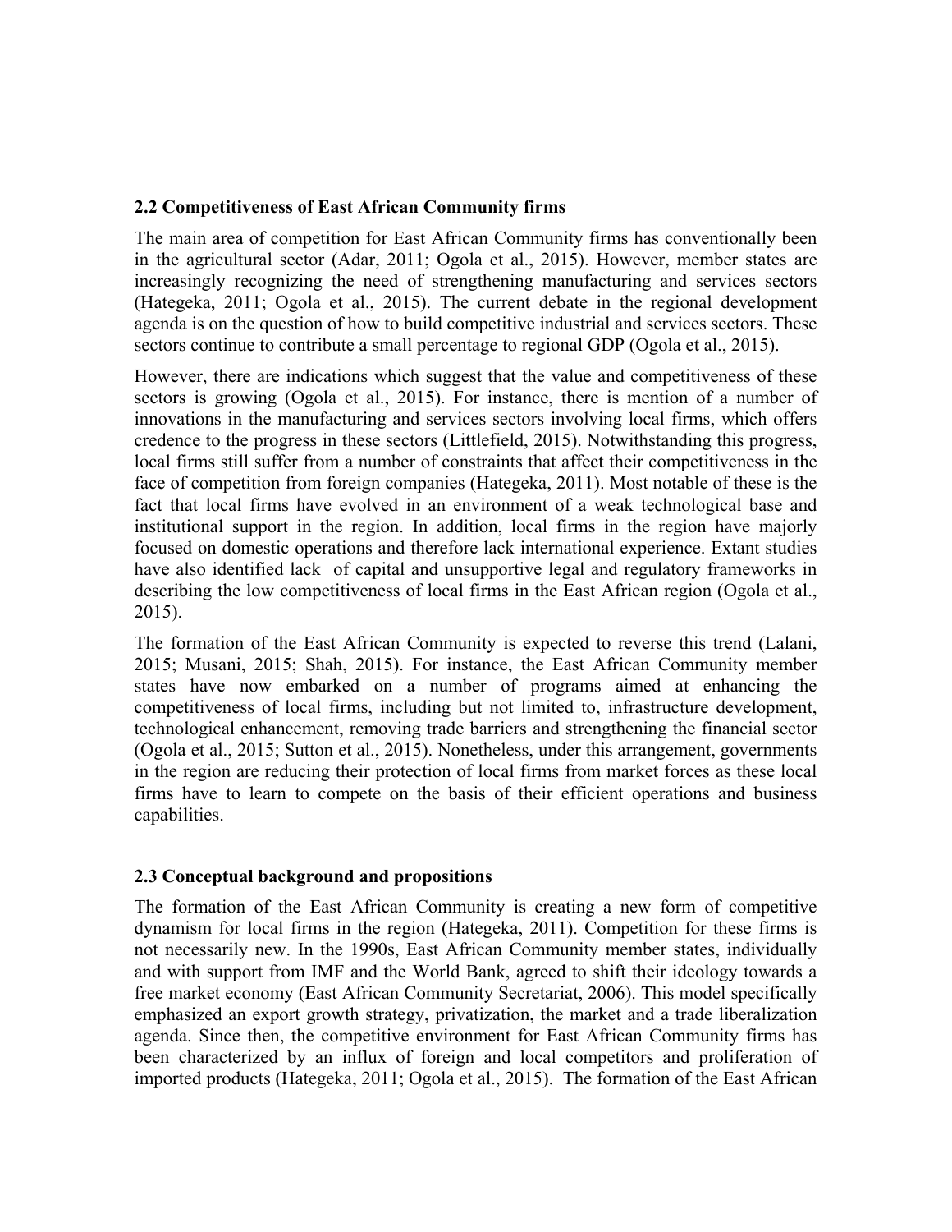### 2.2 Competitiveness of East African Community firms

The main area of competition for East African Community firms has conventionally been in the agricultural sector (Adar, 2011; Ogola et al., 2015). However, member states are increasingly recognizing the need of strengthening manufacturing and services sectors (Hategeka, 2011; Ogola et al., 2015). The current debate in the regional development agenda is on the question of how to build competitive industrial and services sectors. These sectors continue to contribute a small percentage to regional GDP (Ogola et al., 2015).

However, there are indications which suggest that the value and competitiveness of these sectors is growing (Ogola et al., 2015). For instance, there is mention of a number of innovations in the manufacturing and services sectors involving local firms, which offers credence to the progress in these sectors (Littlefield, 2015). Notwithstanding this progress, local firms still suffer from a number of constraints that affect their competitiveness in the face of competition from foreign companies (Hategeka, 2011). Most notable of these is the fact that local firms have evolved in an environment of a weak technological base and institutional support in the region. In addition, local firms in the region have majorly focused on domestic operations and therefore lack international experience. Extant studies have also identified lack of capital and unsupportive legal and regulatory frameworks in describing the low competitiveness of local firms in the East African region (Ogola et al., 2015).

The formation of the East African Community is expected to reverse this trend (Lalani, 2015; Musani, 2015; Shah, 2015). For instance, the East African Community member states have now embarked on a number of programs aimed at enhancing the competitiveness of local firms, including but not limited to, infrastructure development, technological enhancement, removing trade barriers and strengthening the financial sector (Ogola et al., 2015; Sutton et al., 2015). Nonetheless, under this arrangement, governments in the region are reducing their protection of local firms from market forces as these local firms have to learn to compete on the basis of their efficient operations and business capabilities.

### 2.3 Conceptual background and propositions

The formation of the East African Community is creating a new form of competitive dynamism for local firms in the region (Hategeka, 2011). Competition for these firms is not necessarily new. In the 1990s, East African Community member states, individually and with support from IMF and the World Bank, agreed to shift their ideology towards a free market economy (East African Community Secretariat, 2006). This model specifically emphasized an export growth strategy, privatization, the market and a trade liberalization agenda. Since then, the competitive environment for East African Community firms has been characterized by an influx of foreign and local competitors and proliferation of imported products (Hategeka, 2011; Ogola et al., 2015). The formation of the East African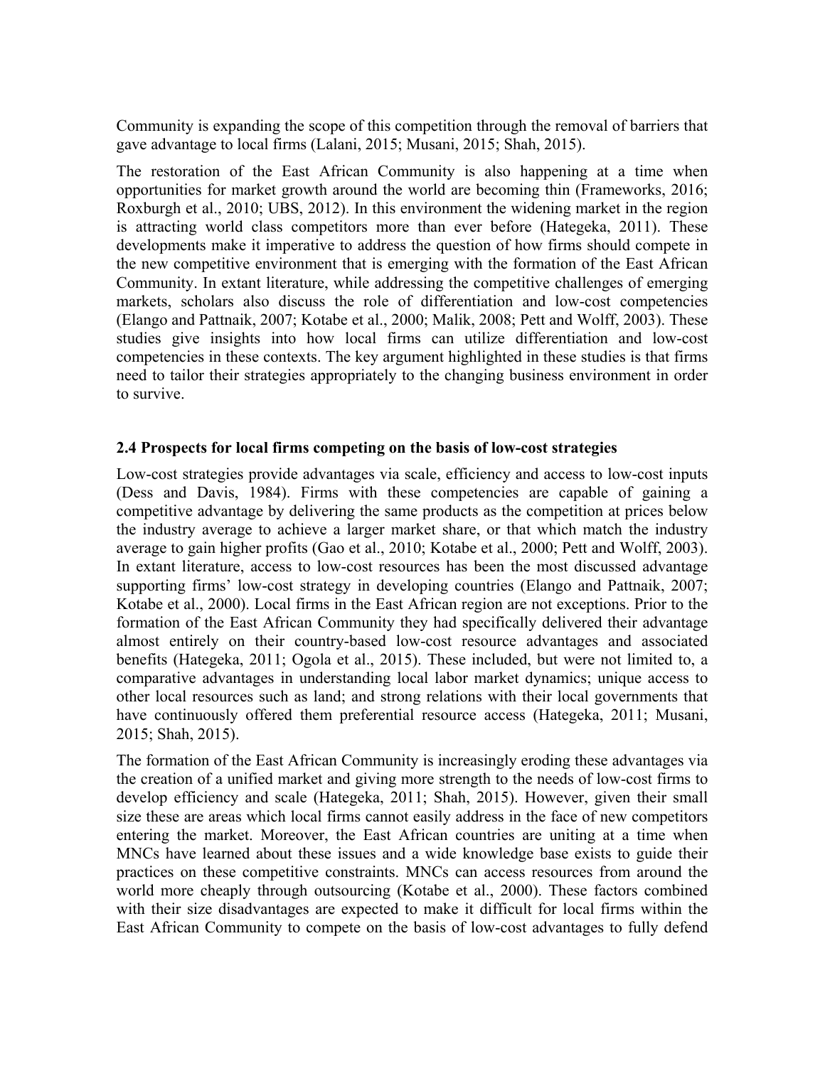Community is expanding the scope of this competition through the removal of barriers that gave advantage to local firms (Lalani, 2015; Musani, 2015; Shah, 2015).

The restoration of the East African Community is also happening at a time when opportunities for market growth around the world are becoming thin (Frameworks, 2016; Roxburgh et al., 2010; UBS, 2012). In this environment the widening market in the region is attracting world class competitors more than ever before (Hategeka, 2011). These developments make it imperative to address the question of how firms should compete in the new competitive environment that is emerging with the formation of the East African Community. In extant literature, while addressing the competitive challenges of emerging markets, scholars also discuss the role of differentiation and low-cost competencies (Elango and Pattnaik, 2007; Kotabe et al., 2000; Malik, 2008; Pett and Wolff, 2003). These studies give insights into how local firms can utilize differentiation and low-cost competencies in these contexts. The key argument highlighted in these studies is that firms need to tailor their strategies appropriately to the changing business environment in order to survive.

### 2.4 Prospects for local firms competing on the basis of low-cost strategies

Low-cost strategies provide advantages via scale, efficiency and access to low-cost inputs (Dess and Davis, 1984). Firms with these competencies are capable of gaining a competitive advantage by delivering the same products as the competition at prices below the industry average to achieve a larger market share, or that which match the industry average to gain higher profits (Gao et al., 2010; Kotabe et al., 2000; Pett and Wolff, 2003). In extant literature, access to low-cost resources has been the most discussed advantage supporting firms' low-cost strategy in developing countries (Elango and Pattnaik, 2007; Kotabe et al., 2000). Local firms in the East African region are not exceptions. Prior to the formation of the East African Community they had specifically delivered their advantage almost entirely on their country-based low-cost resource advantages and associated benefits (Hategeka, 2011; Ogola et al., 2015). These included, but were not limited to, a comparative advantages in understanding local labor market dynamics; unique access to other local resources such as land; and strong relations with their local governments that have continuously offered them preferential resource access (Hategeka, 2011; Musani, 2015; Shah, 2015).

The formation of the East African Community is increasingly eroding these advantages via the creation of a unified market and giving more strength to the needs of low-cost firms to develop efficiency and scale (Hategeka, 2011; Shah, 2015). However, given their small size these are areas which local firms cannot easily address in the face of new competitors entering the market. Moreover, the East African countries are uniting at a time when MNCs have learned about these issues and a wide knowledge base exists to guide their practices on these competitive constraints. MNCs can access resources from around the world more cheaply through outsourcing (Kotabe et al., 2000). These factors combined with their size disadvantages are expected to make it difficult for local firms within the East African Community to compete on the basis of low-cost advantages to fully defend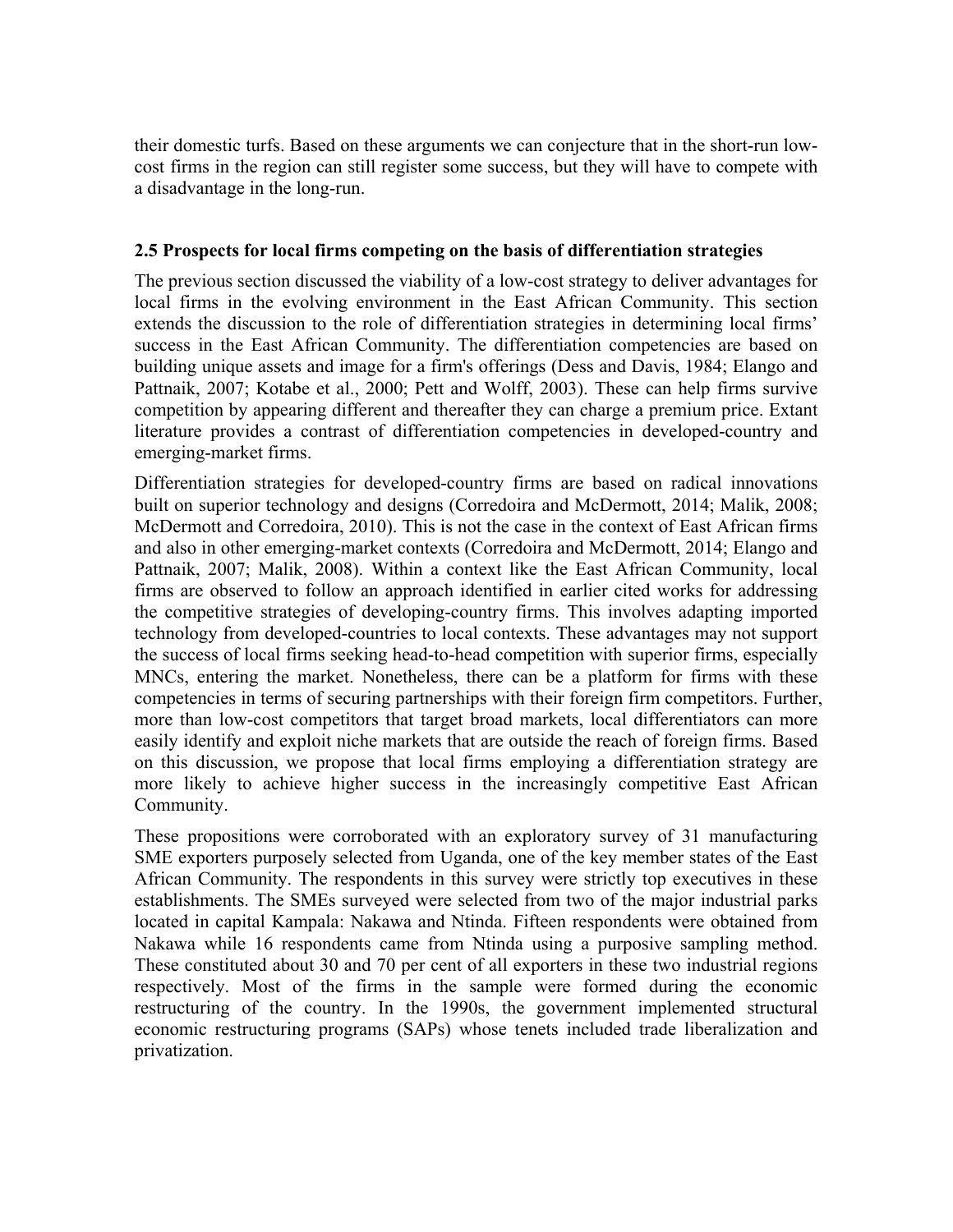their domestic turfs. Based on these arguments we can conjecture that in the short-run low-cost firms in the region can still register some success, but they will have to compete with a disadvantage in the long-run.

### 2.5 Prospects for local firms competing on the basis of differentiation strategies

The previous section discussed the viability of a low-cost strategy to deliver advantages for local firms in the evolving environment in the East African Community. This section extends the discussion to the role of differentiation strategies in determining local firms' success in the East African Community. The differentiation competencies are based on building unique assets and image for a firm's offerings (Dess and Davis, 1984; Elango and Pattnaik, 2007; Kotabe et al., 2000; Pett and Wolff, 2003). These can help firms survive competition by appearing different and thereafter they can charge a premium price. Extant literature provides a contrast of differentiation competencies in developed-country and emerging-market firms.

Differentiation strategies for developed-country firms are based on radical innovations built on superior technology and designs (Corredoira and McDermott, 2014; Malik, 2008; McDermott and Corredoira, 2010). This is not the case in the context of East African firms and also in other emerging-market contexts (Corredoira and McDermott, 2014; Elango and Pattnaik, 2007; Malik, 2008). Within a context like the East African Community, local firms are observed to follow an approach identified in earlier cited works for addressing the competitive strategies of developing-country firms. This involves adapting imported technology from developed-countries to local contexts. These advantages may not support the success of local firms seeking head-to-head competition with superior firms, especially MNCs, entering the market. Nonetheless, there can be a platform for firms with these competencies in terms of securing partnerships with their foreign firm competitors. Further, more than low-cost competitors that target broad markets, local differentiators can more easily identify and exploit niche markets that are outside the reach of foreign firms. Based on this discussion, we propose that local firms employing a differentiation strategy are more likely to achieve higher success in the increasingly competitive East African Community.

These propositions were corroborated with an exploratory survey of 31 manufacturing SME exporters purposely selected from Uganda, one of the key member states of the East African Community. The respondents in this survey were strictly top executives in these establishments. The SMEs surveyed were selected from two of the major industrial parks located in capital Kampala: Nakawa and Ntinda. Fifteen respondents were obtained from Nakawa while 16 respondents came from Ntinda using a purposive sampling method. These constituted about 30 and 70 per cent of all exporters in these two industrial regions respectively. Most of the firms in the sample were formed during the economic restructuring of the country. In the 1990s, the government implemented structural economic restructuring programs (SAPs) whose tenets included trade liberalization and privatization.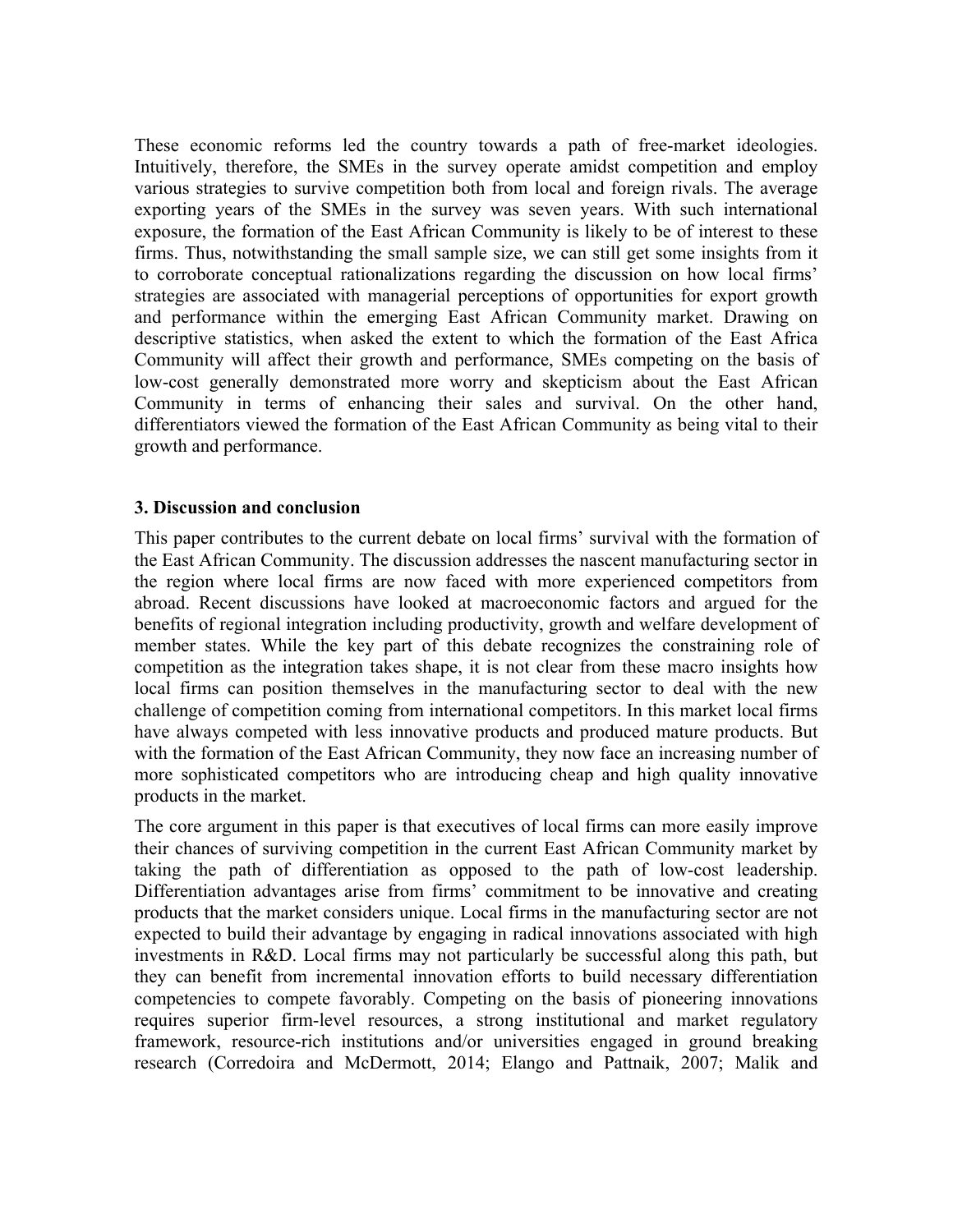These economic reforms led the country towards a path of free-market ideologies. Intuitively, therefore, the SMEs in the survey operate amidst competition and employ various strategies to survive competition both from local and foreign rivals. The average exporting years of the SMEs in the survey was seven years. With such international exposure, the formation of the East African Community is likely to be of interest to these firms. Thus, notwithstanding the small sample size, we can still get some insights from it to corroborate conceptual rationalizations regarding the discussion on how local firms' strategies are associated with managerial perceptions of opportunities for export growth and performance within the emerging East African Community market. Drawing on descriptive statistics, when asked the extent to which the formation of the East Africa Community will affect their growth and performance, SMEs competing on the basis of low-cost generally demonstrated more worry and skepticism about the East African Community in terms of enhancing their sales and survival. On the other hand, differentiators viewed the formation of the East African Community as being vital to their growth and performance.

## 3. Discussion and conclusion

This paper contributes to the current debate on local firms' survival with the formation of the East African Community. The discussion addresses the nascent manufacturing sector in the region where local firms are now faced with more experienced competitors from abroad. Recent discussions have looked at macroeconomic factors and argued for the benefits of regional integration including productivity, growth and welfare development of member states. While the key part of this debate recognizes the constraining role of competition as the integration takes shape, it is not clear from these macro insights how local firms can position themselves in the manufacturing sector to deal with the new challenge of competition coming from international competitors. In this market local firms have always competed with less innovative products and produced mature products. But with the formation of the East African Community, they now face an increasing number of more sophisticated competitors who are introducing cheap and high quality innovative products in the market.

The core argument in this paper is that executives of local firms can more easily improve their chances of surviving competition in the current East African Community market by taking the path of differentiation as opposed to the path of low-cost leadership. Differentiation advantages arise from firms' commitment to be innovative and creating products that the market considers unique. Local firms in the manufacturing sector are not expected to build their advantage by engaging in radical innovations associated with high investments in R&D. Local firms may not particularly be successful along this path, but they can benefit from incremental innovation efforts to build necessary differentiation competencies to compete favorably. Competing on the basis of pioneering innovations requires superior firm-level resources, a strong institutional and market regulatory framework, resource-rich institutions and/or universities engaged in ground breaking research (Corredoira and McDermott, 2014; Elango and Pattnaik, 2007; Malik and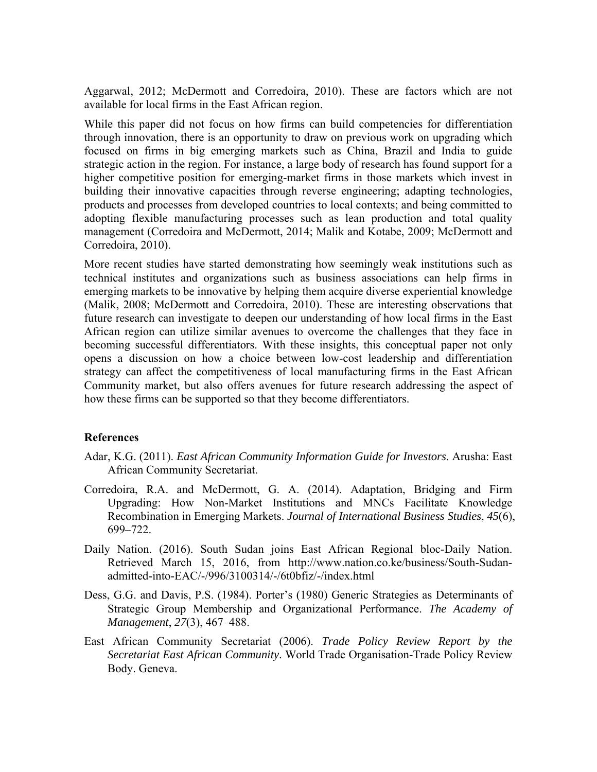Aggarwal, 2012; McDermott and Corredoira, 2010). These are factors which are not available for local firms in the East African region.

While this paper did not focus on how firms can build competencies for differentiation through innovation, there is an opportunity to draw on previous work on upgrading which focused on firms in big emerging markets such as China, Brazil and India to guide strategic action in the region. For instance, a large body of research has found support for a higher competitive position for emerging-market firms in those markets which invest in building their innovative capacities through reverse engineering; adapting technologies, products and processes from developed countries to local contexts; and being committed to adopting flexible manufacturing processes such as lean production and total quality management (Corredoira and McDermott, 2014; Malik and Kotabe, 2009; McDermott and Corredoira, 2010).

More recent studies have started demonstrating how seemingly weak institutions such as technical institutes and organizations such as business associations can help firms in emerging markets to be innovative by helping them acquire diverse experiential knowledge (Malik, 2008; McDermott and Corredoira, 2010). These are interesting observations that future research can investigate to deepen our understanding of how local firms in the East African region can utilize similar avenues to overcome the challenges that they face in becoming successful differentiators. With these insights, this conceptual paper not only opens a discussion on how a choice between low-cost leadership and differentiation strategy can affect the competitiveness of local manufacturing firms in the East African Community market, but also offers avenues for future research addressing the aspect of how these firms can be supported so that they become differentiators.

### References

Adar, K.G. (2011). *East African Community Information Guide for Investors*. Arusha: East African Community Secretariat.

Corredoira, R.A. and McDermott, G. A. (2014). Adaptation, Bridging and Firm Upgrading: How Non-Market Institutions and MNCs Facilitate Knowledge Recombination in Emerging Markets. *Journal of International Business Studies*, *45*(6), 699–722.

Daily Nation. (2016). South Sudan joins East African Regional bloc-Daily Nation. Retrieved March 15, 2016, from http://www.nation.co.ke/business/South-Sudan-admitted-into-EAC/-/996/3100314/-/6t0bfiz/-/index.html

Dess, G.G. and Davis, P.S. (1984). Porter's (1980) Generic Strategies as Determinants of Strategic Group Membership and Organizational Performance. *The Academy of Management*, *27*(3), 467–488.

East African Community Secretariat (2006). *Trade Policy Review Report by the Secretariat East African Community*. World Trade Organisation-Trade Policy Review Body. Geneva.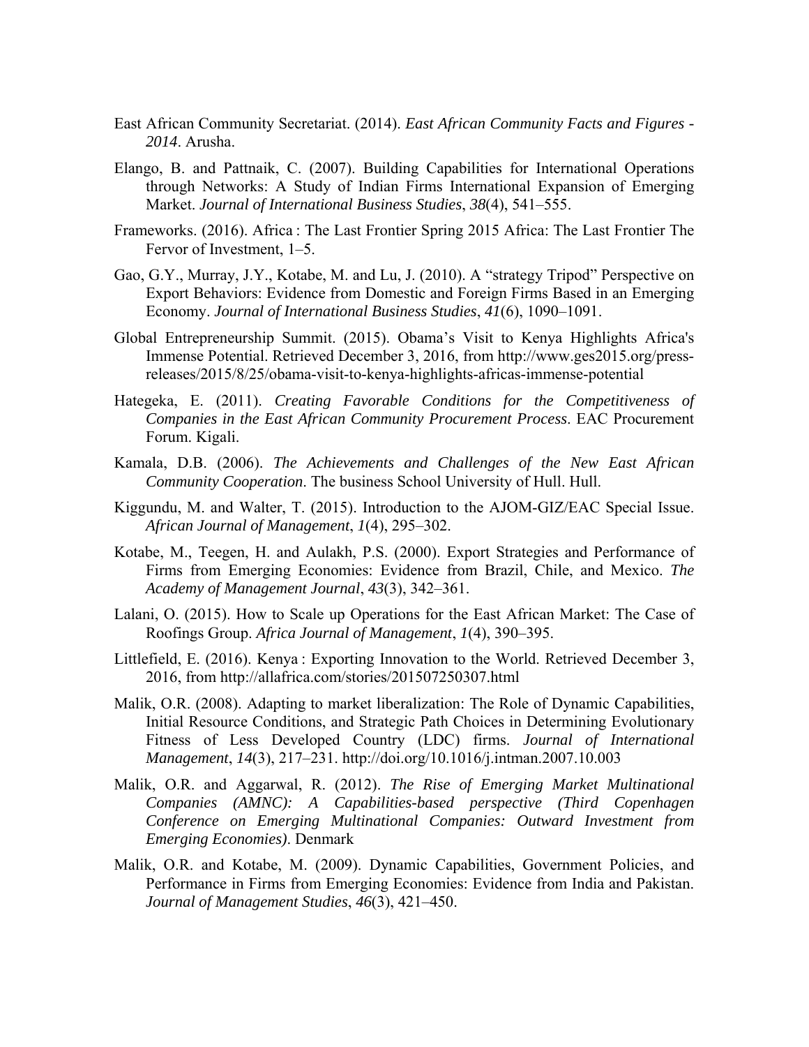East African Community Secretariat. (2014). *East African Community Facts and Figures - 2014*. Arusha.

Elango, B. and Pattnaik, C. (2007). Building Capabilities for International Operations through Networks: A Study of Indian Firms International Expansion of Emerging Market. *Journal of International Business Studies*, *38*(4), 541–555.

Frameworks. (2016). Africa : The Last Frontier Spring 2015 Africa: The Last Frontier The Fervor of Investment, 1–5.

Gao, G.Y., Murray, J.Y., Kotabe, M. and Lu, J. (2010). A "strategy Tripod" Perspective on Export Behaviors: Evidence from Domestic and Foreign Firms Based in an Emerging Economy. *Journal of International Business Studies*, *41*(6), 1090–1091.

Global Entrepreneurship Summit. (2015). Obama's Visit to Kenya Highlights Africa's Immense Potential. Retrieved December 3, 2016, from http://www.ges2015.org/press-releases/2015/8/25/obama-visit-to-kenya-highlights-africas-immense-potential

Hategeka, E. (2011). *Creating Favorable Conditions for the Competitiveness of Companies in the East African Community Procurement Process*. EAC Procurement Forum. Kigali.

Kamala, D.B. (2006). *The Achievements and Challenges of the New East African Community Cooperation*. The business School University of Hull. Hull.

Kiggundu, M. and Walter, T. (2015). Introduction to the AJOM-GIZ/EAC Special Issue. *African Journal of Management*, *1*(4), 295–302.

Kotabe, M., Teegen, H. and Aulakh, P.S. (2000). Export Strategies and Performance of Firms from Emerging Economies: Evidence from Brazil, Chile, and Mexico. *The Academy of Management Journal*, *43*(3), 342–361.

Lalani, O. (2015). How to Scale up Operations for the East African Market: The Case of Roofings Group. *Africa Journal of Management*, *1*(4), 390–395.

Littlefield, E. (2016). Kenya : Exporting Innovation to the World. Retrieved December 3, 2016, from http://allafrica.com/stories/201507250307.html

Malik, O.R. (2008). Adapting to market liberalization: The Role of Dynamic Capabilities, Initial Resource Conditions, and Strategic Path Choices in Determining Evolutionary Fitness of Less Developed Country (LDC) firms. *Journal of International Management*, *14*(3), 217–231. http://doi.org/10.1016/j.intman.2007.10.003

Malik, O.R. and Aggarwal, R. (2012). *The Rise of Emerging Market Multinational Companies (AMNC): A Capabilities-based perspective (Third Copenhagen Conference on Emerging Multinational Companies: Outward Investment from Emerging Economies)*. Denmark

Malik, O.R. and Kotabe, M. (2009). Dynamic Capabilities, Government Policies, and Performance in Firms from Emerging Economies: Evidence from India and Pakistan. *Journal of Management Studies*, *46*(3), 421–450.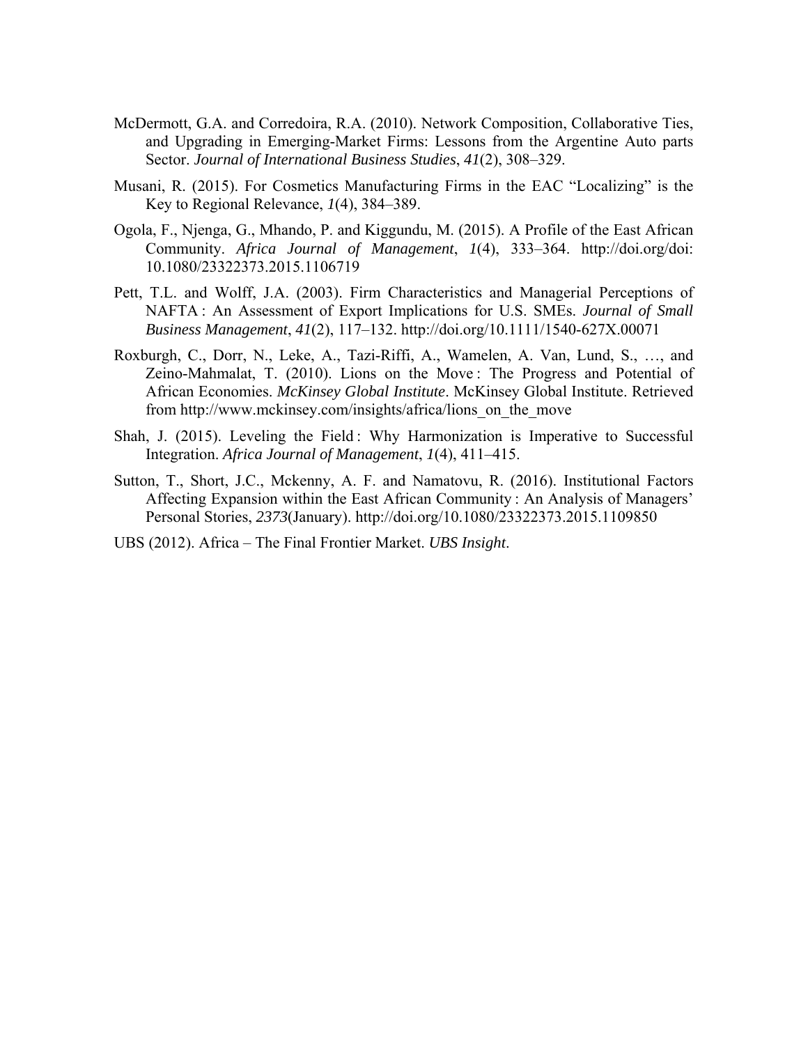McDermott, G.A. and Corredoira, R.A. (2010). Network Composition, Collaborative Ties, and Upgrading in Emerging-Market Firms: Lessons from the Argentine Auto parts Sector. *Journal of International Business Studies*, *41*(2), 308–329.

Musani, R. (2015). For Cosmetics Manufacturing Firms in the EAC "Localizing" is the Key to Regional Relevance, *1*(4), 384–389.

Ogola, F., Njenga, G., Mhando, P. and Kiggundu, M. (2015). A Profile of the East African Community. *Africa Journal of Management*, *1*(4), 333–364. http://doi.org/doi: 10.1080/23322373.2015.1106719

Pett, T.L. and Wolff, J.A. (2003). Firm Characteristics and Managerial Perceptions of NAFTA : An Assessment of Export Implications for U.S. SMEs. *Journal of Small Business Management*, *41*(2), 117–132. http://doi.org/10.1111/1540-627X.00071

Roxburgh, C., Dorr, N., Leke, A., Tazi-Riffi, A., Wamelen, A. Van, Lund, S., …, and Zeino-Mahmalat, T. (2010). Lions on the Move : The Progress and Potential of African Economies. *McKinsey Global Institute*. McKinsey Global Institute. Retrieved from http://www.mckinsey.com/insights/africa/lions_on_the_move

Shah, J. (2015). Leveling the Field : Why Harmonization is Imperative to Successful Integration. *Africa Journal of Management*, *1*(4), 411–415.

Sutton, T., Short, J.C., Mckenny, A. F. and Namatovu, R. (2016). Institutional Factors Affecting Expansion within the East African Community : An Analysis of Managers' Personal Stories, *2373*(January). http://doi.org/10.1080/23322373.2015.1109850

UBS (2012). Africa – The Final Frontier Market. *UBS Insight*.